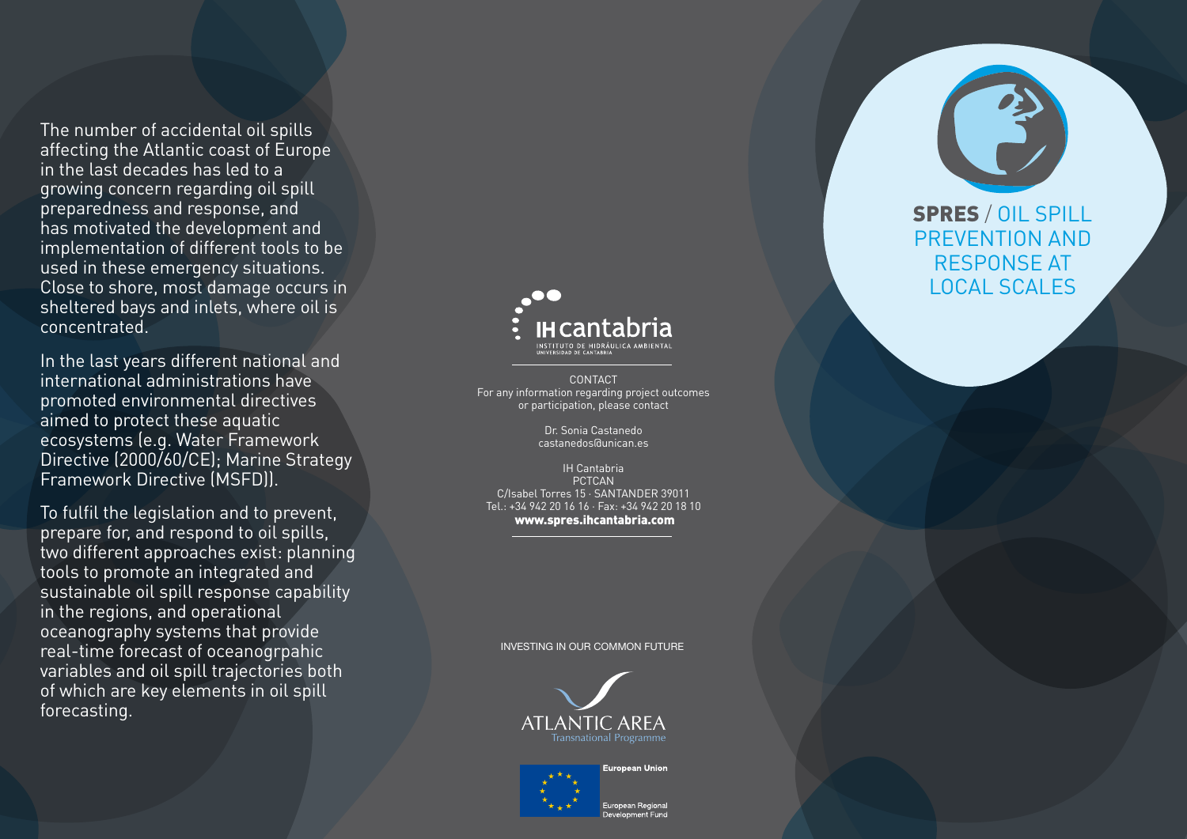# SPRES / OIL SPILL PREVENTION AND RESPONSE AT LOCAL SCALES

The number of accidental oil spills affecting the Atlantic coast of Europe in the last decades has led to a growing concern regarding oil spill preparedness and response, and has motivated the development and implementation of different tools to be used in these emergency situations. Close to shore, most damage occurs in sheltered bays and inlets, where oil is concentrated.

In the last years different national and international administrations have promoted environmental directives aimed to protect these aquatic ecosystems (e.g. Water Framework Directive (2000/60/CE); Marine Strategy Framework Directive (MSFD)).

To fulfil the legislation and to prevent, prepare for, and respond to oil spills, two different approaches exist: planning tools to promote an integrated and sustainable oil spill response capability in the regions, and operational oceanography systems that provide real-time forecast of oceanogrpahic variables and oil spill trajectories both of which are key elements in oil spill forecasting.

IH cantabria
INSTITUTO DE HIDRÁULICA AMBIENTAL
UNIVERSIDAD DE CANTABRIA

CONTACT
For any information regarding project outcomes or participation, please contact

Dr. Sonia Castanedo
castanedos@unican.es

IH Cantabria
PCTCAN
C/Isabel Torres 15 · SANTANDER 39011
Tel.: +34 942 20 16 16 · Fax: +34 942 20 18 10
**www.spres.ihcantabria.com**

INVESTING IN OUR COMMON FUTURE

ATLANTIC AREA
Transnational Programme

European Union

European Regional Development Fund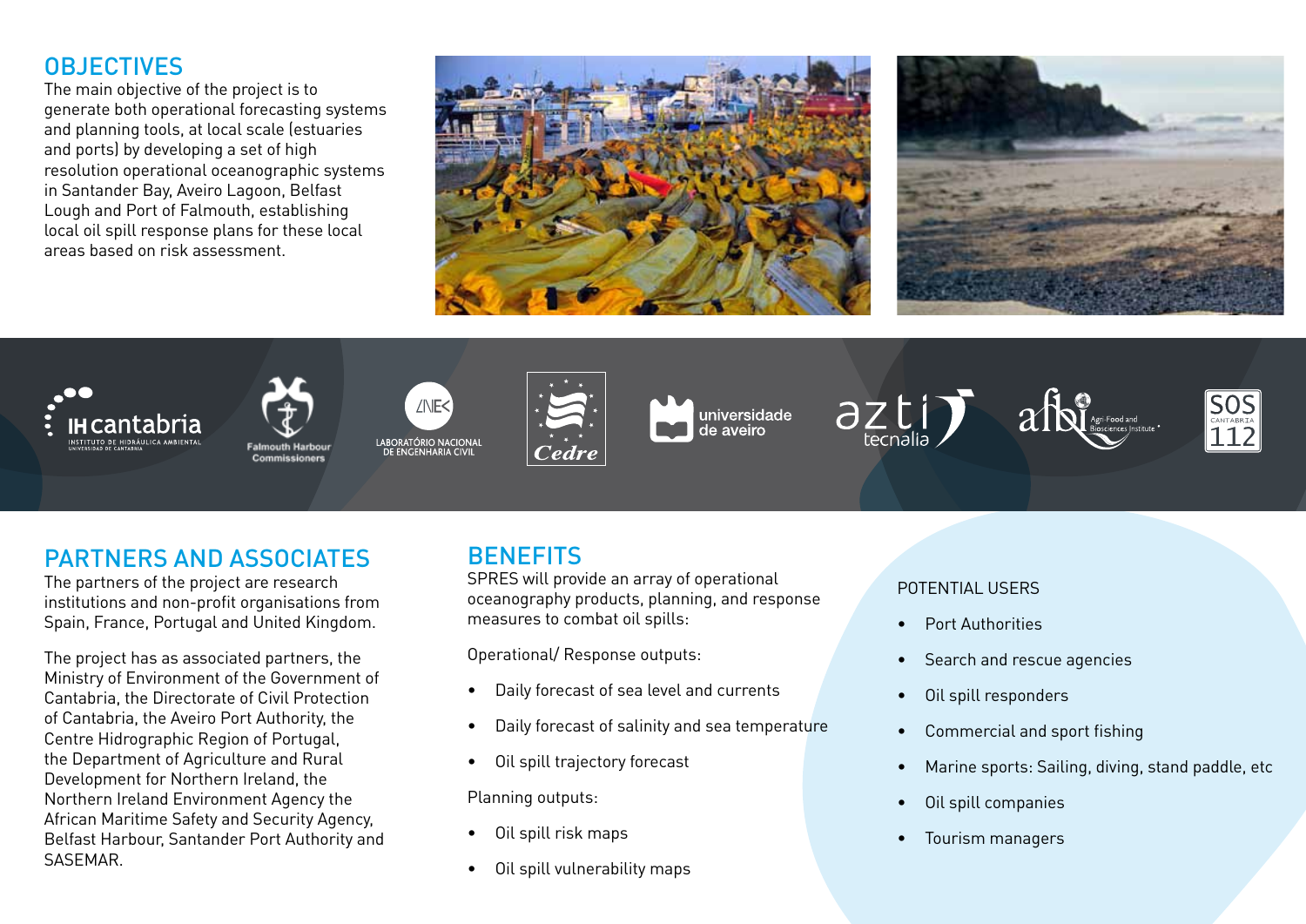## OBJECTIVES

The main objective of the project is to generate both operational forecasting systems and planning tools, at local scale (estuaries and ports) by developing a set of high resolution operational oceanographic systems in Santander Bay, Aveiro Lagoon, Belfast Lough and Port of Falmouth, establishing local oil spill response plans for these local areas based on risk assessment.

## PARTNERS AND ASSOCIATES

The partners of the project are research institutions and non-profit organisations from Spain, France, Portugal and United Kingdom.

The project has as associated partners, the Ministry of Environment of the Government of Cantabria, the Directorate of Civil Protection of Cantabria, the Aveiro Port Authority, the Centre Hidrographic Region of Portugal, the Department of Agriculture and Rural Development for Northern Ireland, the Northern Ireland Environment Agency the African Maritime Safety and Security Agency, Belfast Harbour, Santander Port Authority and SASEMAR.

## BENEFITS

SPRES will provide an array of operational oceanography products, planning, and response measures to combat oil spills:

Operational/ Response outputs:

- Daily forecast of sea level and currents
- Daily forecast of salinity and sea temperature
- Oil spill trajectory forecast

Planning outputs:

- Oil spill risk maps
- Oil spill vulnerability maps

POTENTIAL USERS

- Port Authorities
- Search and rescue agencies
- Oil spill responders
- Commercial and sport fishing
- Marine sports: Sailing, diving, stand paddle, etc
- Oil spill companies
- Tourism managers